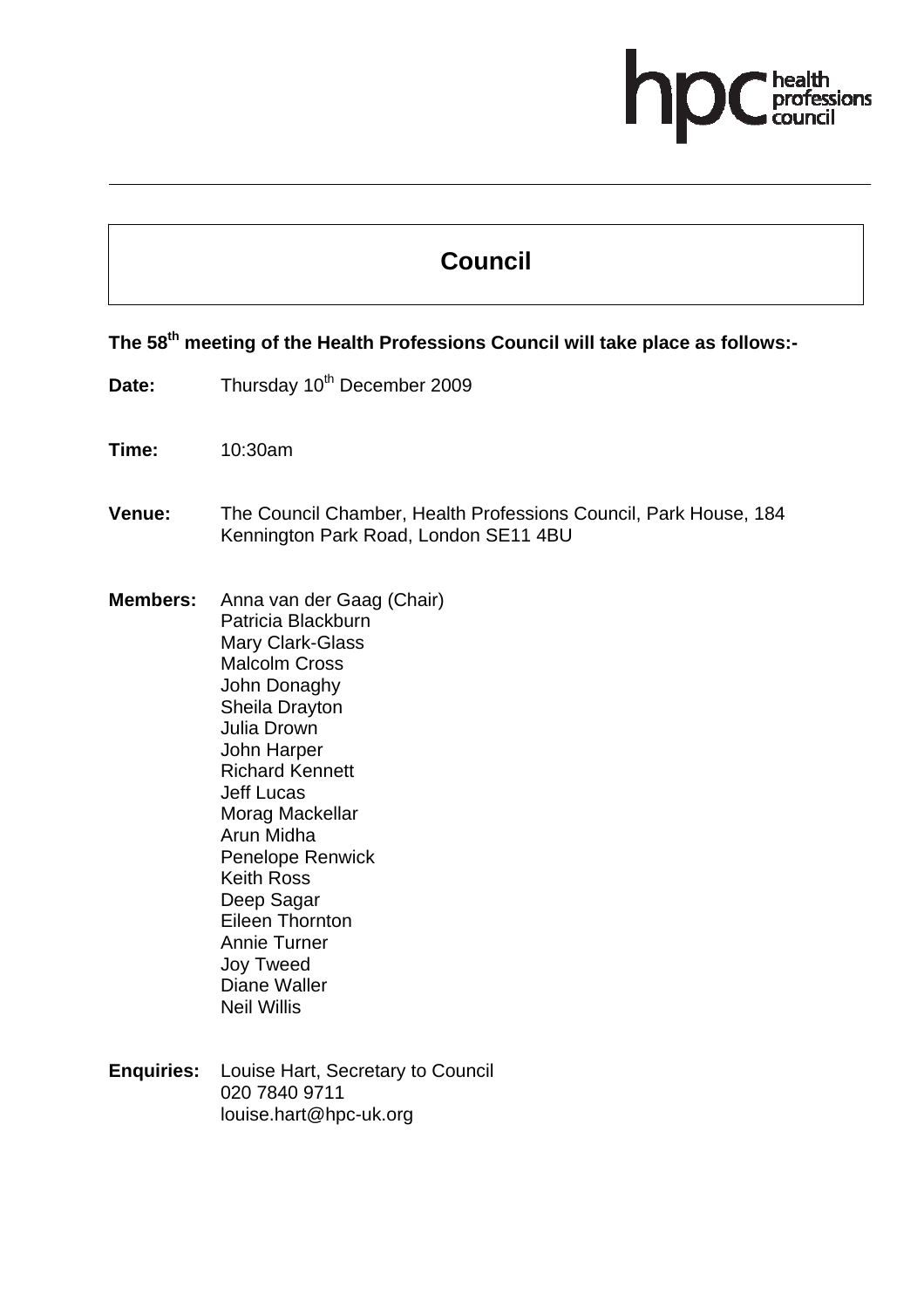hpc health professions council

# Council

**The 58th meeting of the Health Professions Council will take place as follows:-**

**Date:** Thursday 10th December 2009

**Time:** 10:30am

**Venue:** The Council Chamber, Health Professions Council, Park House, 184 Kennington Park Road, London SE11 4BU

**Members:** Anna van der Gaag (Chair)
Patricia Blackburn
Mary Clark-Glass
Malcolm Cross
John Donaghy
Sheila Drayton
Julia Drown
John Harper
Richard Kennett
Jeff Lucas
Morag Mackellar
Arun Midha
Penelope Renwick
Keith Ross
Deep Sagar
Eileen Thornton
Annie Turner
Joy Tweed
Diane Waller
Neil Willis

**Enquiries:** Louise Hart, Secretary to Council
020 7840 9711
louise.hart@hpc-uk.org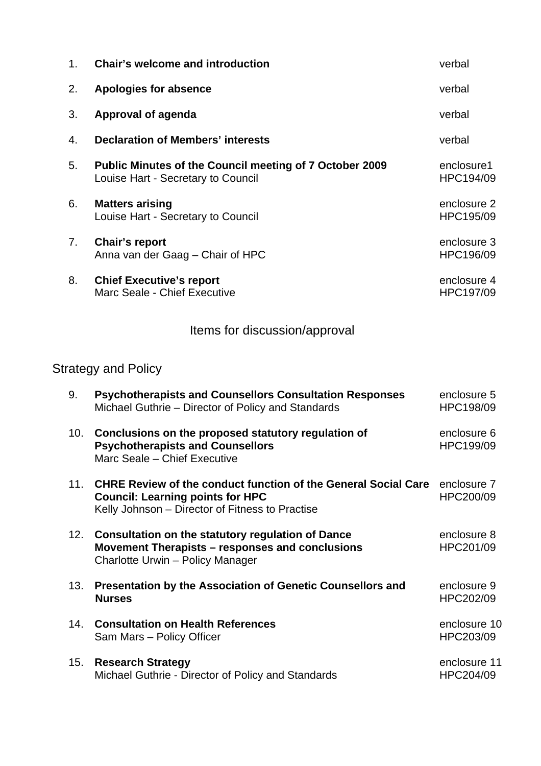| | | |
|---|---|---|
| 1. | **Chair's welcome and introduction** | verbal |
| 2. | **Apologies for absence** | verbal |
| 3. | **Approval of agenda** | verbal |
| 4. | **Declaration of Members' interests** | verbal |
| 5. | **Public Minutes of the Council meeting of 7 October 2009**<br>Louise Hart - Secretary to Council | enclosure1<br>HPC194/09 |
| 6. | **Matters arising**<br>Louise Hart - Secretary to Council | enclosure 2<br>HPC195/09 |
| 7. | **Chair's report**<br>Anna van der Gaag – Chair of HPC | enclosure 3<br>HPC196/09 |
| 8. | **Chief Executive's report**<br>Marc Seale - Chief Executive | enclosure 4<br>HPC197/09 |

## Items for discussion/approval

### Strategy and Policy

| | | |
|---|---|---|
| 9. | **Psychotherapists and Counsellors Consultation Responses**<br>Michael Guthrie – Director of Policy and Standards | enclosure 5<br>HPC198/09 |
| 10. | **Conclusions on the proposed statutory regulation of Psychotherapists and Counsellors**<br>Marc Seale – Chief Executive | enclosure 6<br>HPC199/09 |
| 11. | **CHRE Review of the conduct function of the General Social Care Council: Learning points for HPC**<br>Kelly Johnson – Director of Fitness to Practise | enclosure 7<br>HPC200/09 |
| 12. | **Consultation on the statutory regulation of Dance Movement Therapists – responses and conclusions**<br>Charlotte Urwin – Policy Manager | enclosure 8<br>HPC201/09 |
| 13. | **Presentation by the Association of Genetic Counsellors and Nurses** | enclosure 9<br>HPC202/09 |
| 14. | **Consultation on Health References**<br>Sam Mars – Policy Officer | enclosure 10<br>HPC203/09 |
| 15. | **Research Strategy**<br>Michael Guthrie - Director of Policy and Standards | enclosure 11<br>HPC204/09 |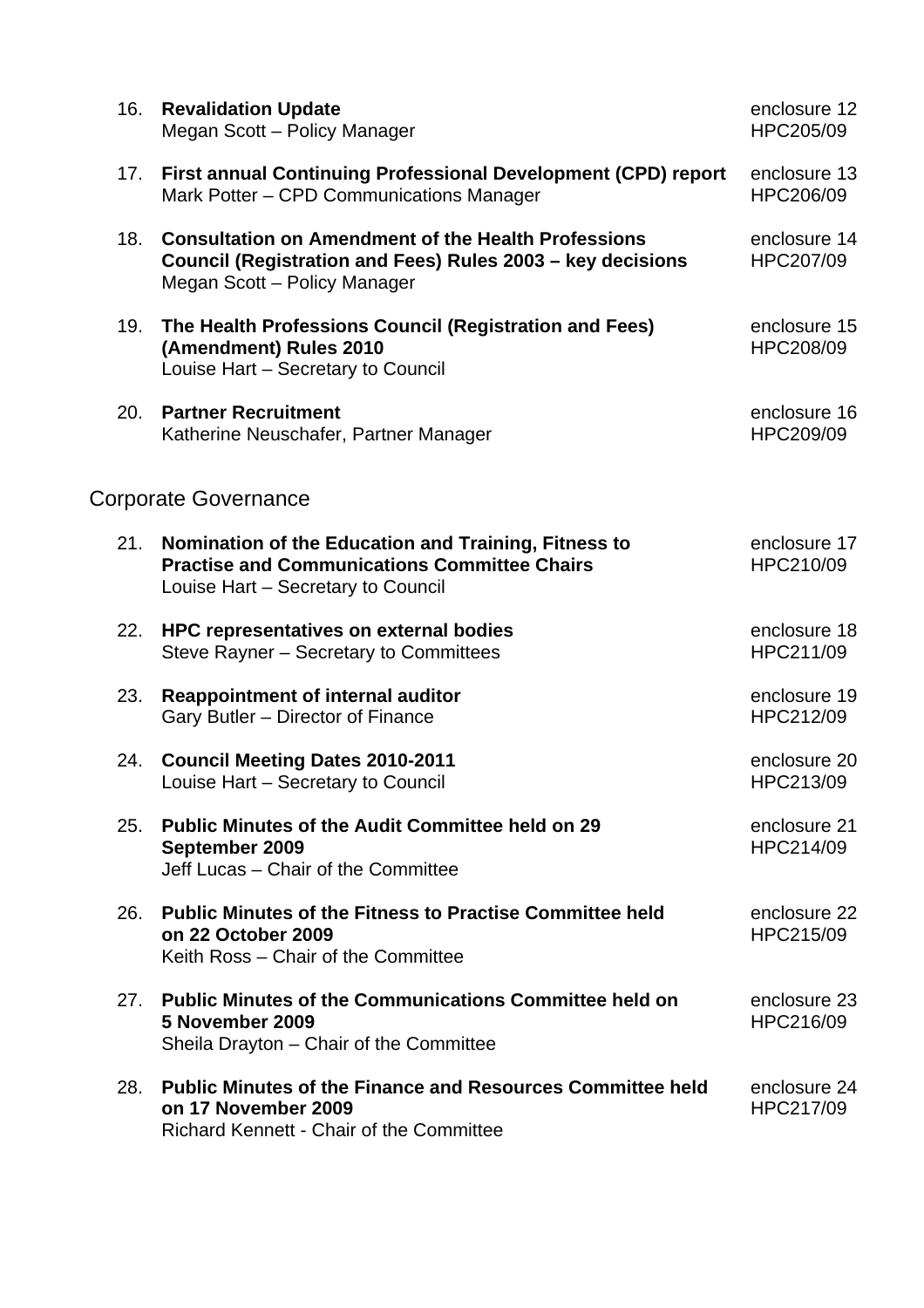16. **Revalidation Update**
    Megan Scott – Policy Manager
    enclosure 12
    HPC205/09

17. **First annual Continuing Professional Development (CPD) report**
    Mark Potter – CPD Communications Manager
    enclosure 13
    HPC206/09

18. **Consultation on Amendment of the Health Professions Council (Registration and Fees) Rules 2003 – key decisions**
    Megan Scott – Policy Manager
    enclosure 14
    HPC207/09

19. **The Health Professions Council (Registration and Fees) (Amendment) Rules 2010**
    Louise Hart – Secretary to Council
    enclosure 15
    HPC208/09

20. **Partner Recruitment**
    Katherine Neuschafer, Partner Manager
    enclosure 16
    HPC209/09

## Corporate Governance

21. **Nomination of the Education and Training, Fitness to Practise and Communications Committee Chairs**
    Louise Hart – Secretary to Council
    enclosure 17
    HPC210/09

22. **HPC representatives on external bodies**
    Steve Rayner – Secretary to Committees
    enclosure 18
    HPC211/09

23. **Reappointment of internal auditor**
    Gary Butler – Director of Finance
    enclosure 19
    HPC212/09

24. **Council Meeting Dates 2010-2011**
    Louise Hart – Secretary to Council
    enclosure 20
    HPC213/09

25. **Public Minutes of the Audit Committee held on 29 September 2009**
    Jeff Lucas – Chair of the Committee
    enclosure 21
    HPC214/09

26. **Public Minutes of the Fitness to Practise Committee held on 22 October 2009**
    Keith Ross – Chair of the Committee
    enclosure 22
    HPC215/09

27. **Public Minutes of the Communications Committee held on 5 November 2009**
    Sheila Drayton – Chair of the Committee
    enclosure 23
    HPC216/09

28. **Public Minutes of the Finance and Resources Committee held on 17 November 2009**
    Richard Kennett - Chair of the Committee
    enclosure 24
    HPC217/09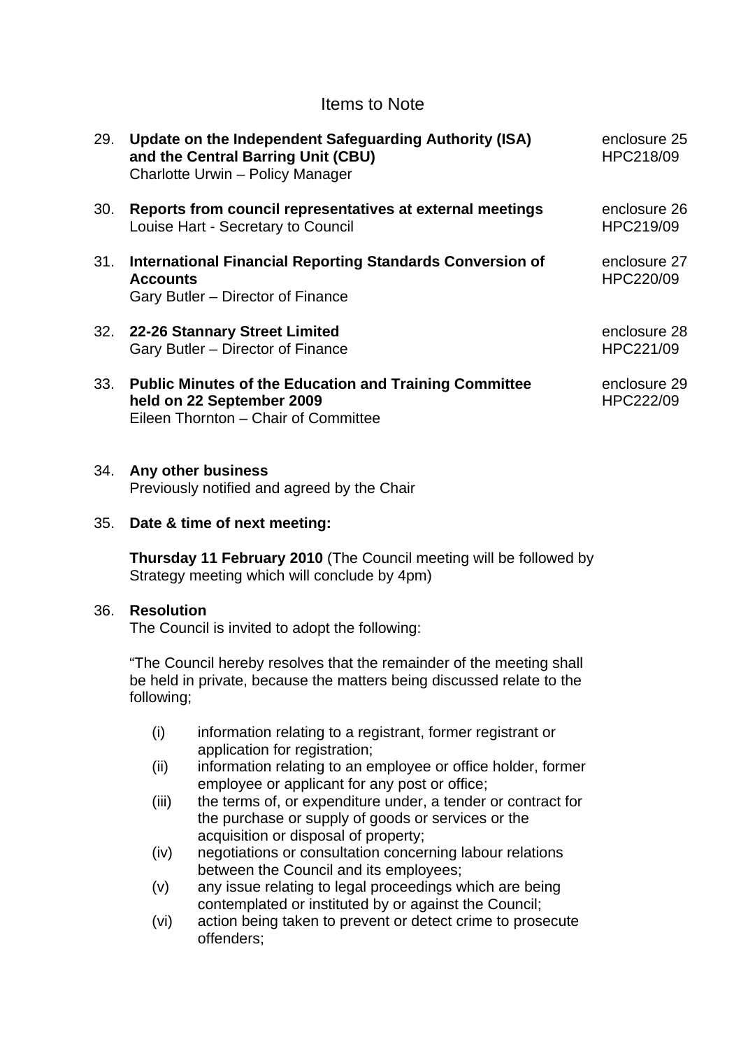## Items to Note

29. **Update on the Independent Safeguarding Authority (ISA) and the Central Barring Unit (CBU)**  
Charlotte Urwin – Policy Manager  
enclosure 25  
HPC218/09

30. **Reports from council representatives at external meetings**  
Louise Hart - Secretary to Council  
enclosure 26  
HPC219/09

31. **International Financial Reporting Standards Conversion of Accounts**  
Gary Butler – Director of Finance  
enclosure 27  
HPC220/09

32. **22-26 Stannary Street Limited**  
Gary Butler – Director of Finance  
enclosure 28  
HPC221/09

33. **Public Minutes of the Education and Training Committee held on 22 September 2009**  
Eileen Thornton – Chair of Committee  
enclosure 29  
HPC222/09

34. **Any other business**  
Previously notified and agreed by the Chair

35. **Date & time of next meeting:**

    **Thursday 11 February 2010** (The Council meeting will be followed by Strategy meeting which will conclude by 4pm)

36. **Resolution**  
The Council is invited to adopt the following:

    "The Council hereby resolves that the remainder of the meeting shall be held in private, because the matters being discussed relate to the following;

    (i) information relating to a registrant, former registrant or application for registration;  
    (ii) information relating to an employee or office holder, former employee or applicant for any post or office;  
    (iii) the terms of, or expenditure under, a tender or contract for the purchase or supply of goods or services or the acquisition or disposal of property;  
    (iv) negotiations or consultation concerning labour relations between the Council and its employees;  
    (v) any issue relating to legal proceedings which are being contemplated or instituted by or against the Council;  
    (vi) action being taken to prevent or detect crime to prosecute offenders;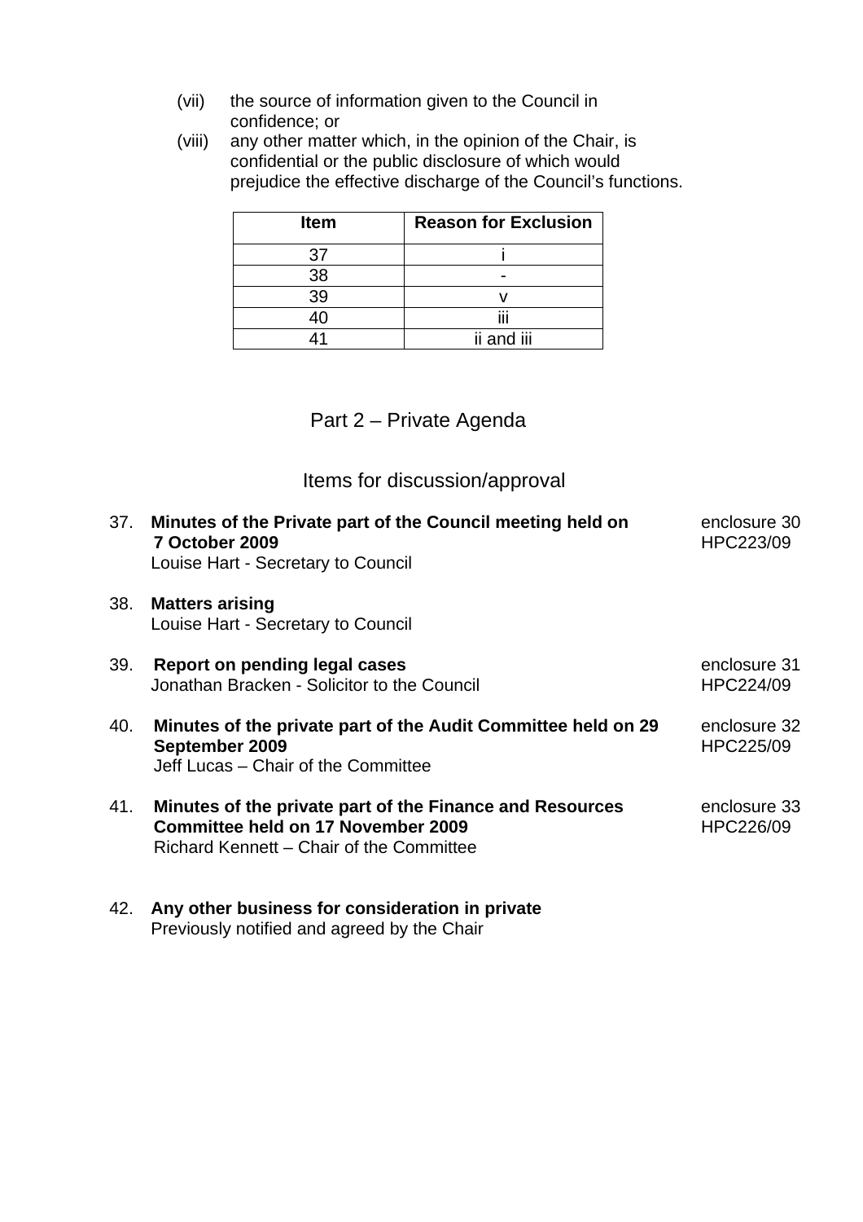(vii) the source of information given to the Council in confidence; or

(viii) any other matter which, in the opinion of the Chair, is confidential or the public disclosure of which would prejudice the effective discharge of the Council's functions.

| Item | Reason for Exclusion |
|---|---|
| 37 | i |
| 38 | - |
| 39 | v |
| 40 | iii |
| 41 | ii and iii |

## Part 2 – Private Agenda

### Items for discussion/approval

37. **Minutes of the Private part of the Council meeting held on 7 October 2009**
    Louise Hart - Secretary to Council
    enclosure 30 HPC223/09

38. **Matters arising**
    Louise Hart - Secretary to Council

39. **Report on pending legal cases**
    Jonathan Bracken - Solicitor to the Council
    enclosure 31 HPC224/09

40. **Minutes of the private part of the Audit Committee held on 29 September 2009**
    Jeff Lucas – Chair of the Committee
    enclosure 32 HPC225/09

41. **Minutes of the private part of the Finance and Resources Committee held on 17 November 2009**
    Richard Kennett – Chair of the Committee
    enclosure 33 HPC226/09

42. **Any other business for consideration in private**
    Previously notified and agreed by the Chair